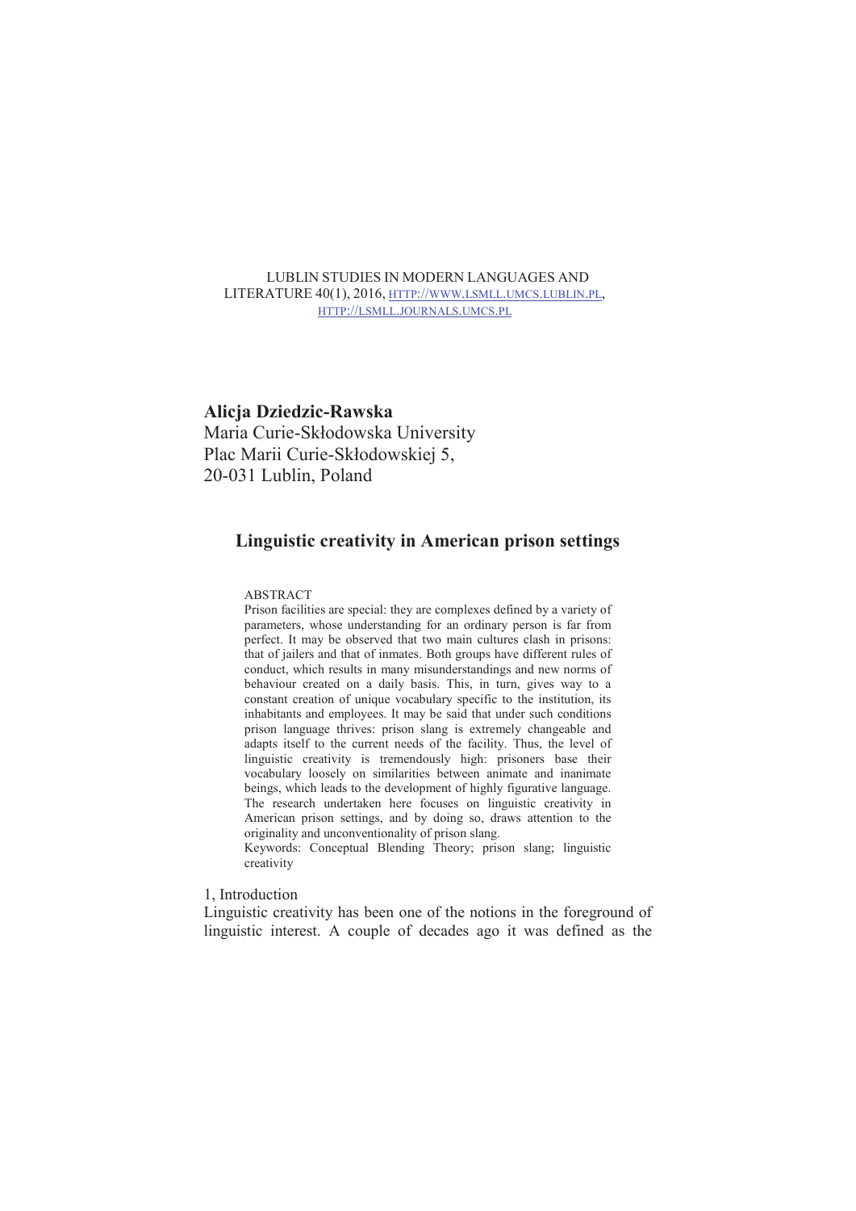LUBLIN STUDIES IN MODERN LANGUAGES AND LITERATURE 40(1), 2016, HTTP://WWW.LSMLL.UMCS.LUBLIN.PL, HTTP://LSMLL.JOURNALS.UMCS.PL

**Alicja Dziedzic-Rawska**
Maria Curie-Skłodowska University
Plac Marii Curie-Skłodowskiej 5,
20-031 Lublin, Poland

# Linguistic creativity in American prison settings

ABSTRACT

Prison facilities are special: they are complexes defined by a variety of parameters, whose understanding for an ordinary person is far from perfect. It may be observed that two main cultures clash in prisons: that of jailers and that of inmates. Both groups have different rules of conduct, which results in many misunderstandings and new norms of behaviour created on a daily basis. This, in turn, gives way to a constant creation of unique vocabulary specific to the institution, its inhabitants and employees. It may be said that under such conditions prison language thrives: prison slang is extremely changeable and adapts itself to the current needs of the facility. Thus, the level of linguistic creativity is tremendously high: prisoners base their vocabulary loosely on similarities between animate and inanimate beings, which leads to the development of highly figurative language. The research undertaken here focuses on linguistic creativity in American prison settings, and by doing so, draws attention to the originality and unconventionality of prison slang.

Keywords: Conceptual Blending Theory; prison slang; linguistic creativity

## 1, Introduction

Linguistic creativity has been one of the notions in the foreground of linguistic interest. A couple of decades ago it was defined as the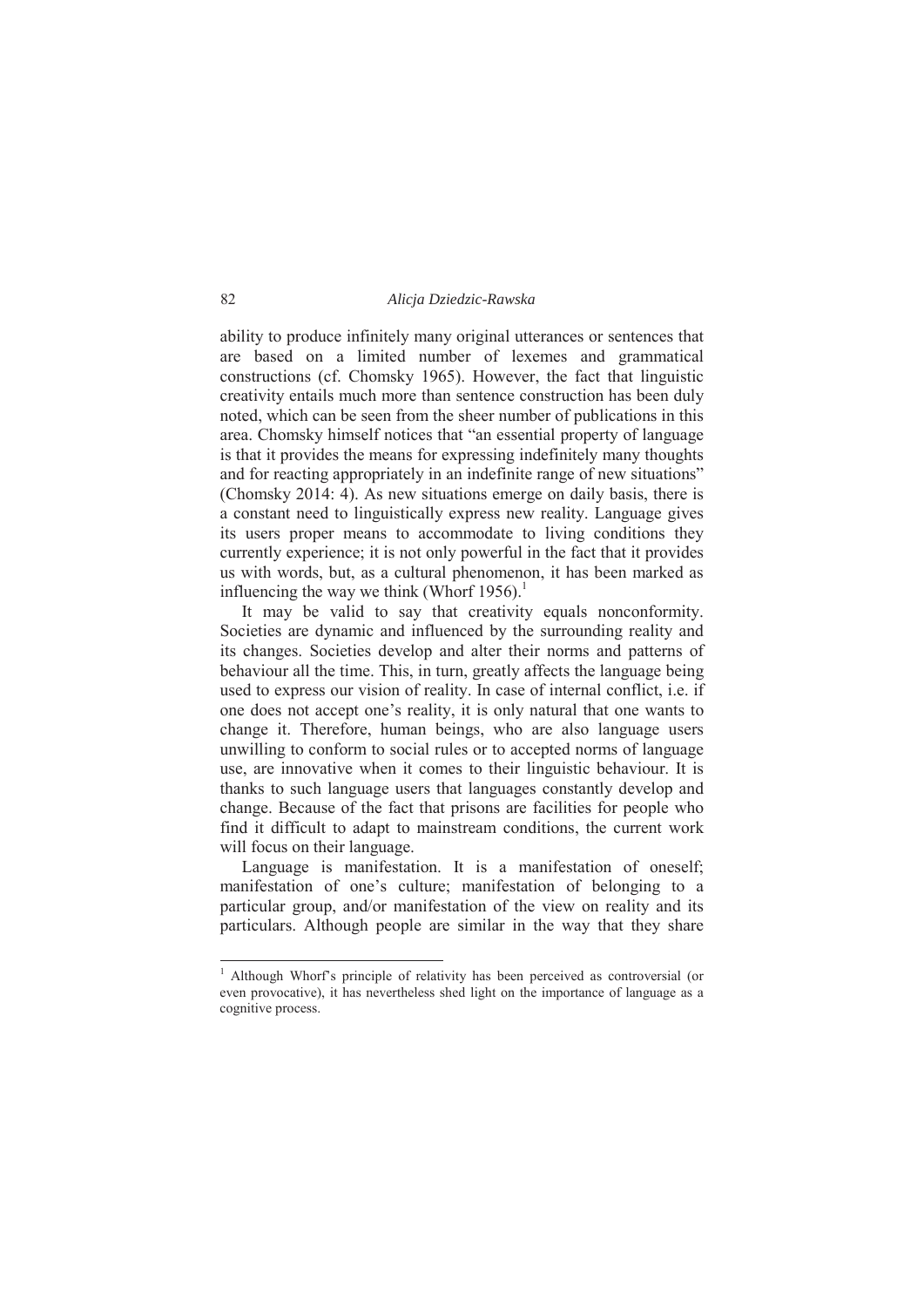ability to produce infinitely many original utterances or sentences that are based on a limited number of lexemes and grammatical constructions (cf. Chomsky 1965). However, the fact that linguistic creativity entails much more than sentence construction has been duly noted, which can be seen from the sheer number of publications in this area. Chomsky himself notices that "an essential property of language is that it provides the means for expressing indefinitely many thoughts and for reacting appropriately in an indefinite range of new situations" (Chomsky 2014: 4). As new situations emerge on daily basis, there is a constant need to linguistically express new reality. Language gives its users proper means to accommodate to living conditions they currently experience; it is not only powerful in the fact that it provides us with words, but, as a cultural phenomenon, it has been marked as influencing the way we think (Whorf 1956).[1]

It may be valid to say that creativity equals nonconformity. Societies are dynamic and influenced by the surrounding reality and its changes. Societies develop and alter their norms and patterns of behaviour all the time. This, in turn, greatly affects the language being used to express our vision of reality. In case of internal conflict, i.e. if one does not accept one's reality, it is only natural that one wants to change it. Therefore, human beings, who are also language users unwilling to conform to social rules or to accepted norms of language use, are innovative when it comes to their linguistic behaviour. It is thanks to such language users that languages constantly develop and change. Because of the fact that prisons are facilities for people who find it difficult to adapt to mainstream conditions, the current work will focus on their language.

Language is manifestation. It is a manifestation of oneself; manifestation of one's culture; manifestation of belonging to a particular group, and/or manifestation of the view on reality and its particulars. Although people are similar in the way that they share

---

[1] Although Whorf's principle of relativity has been perceived as controversial (or even provocative), it has nevertheless shed light on the importance of language as a cognitive process.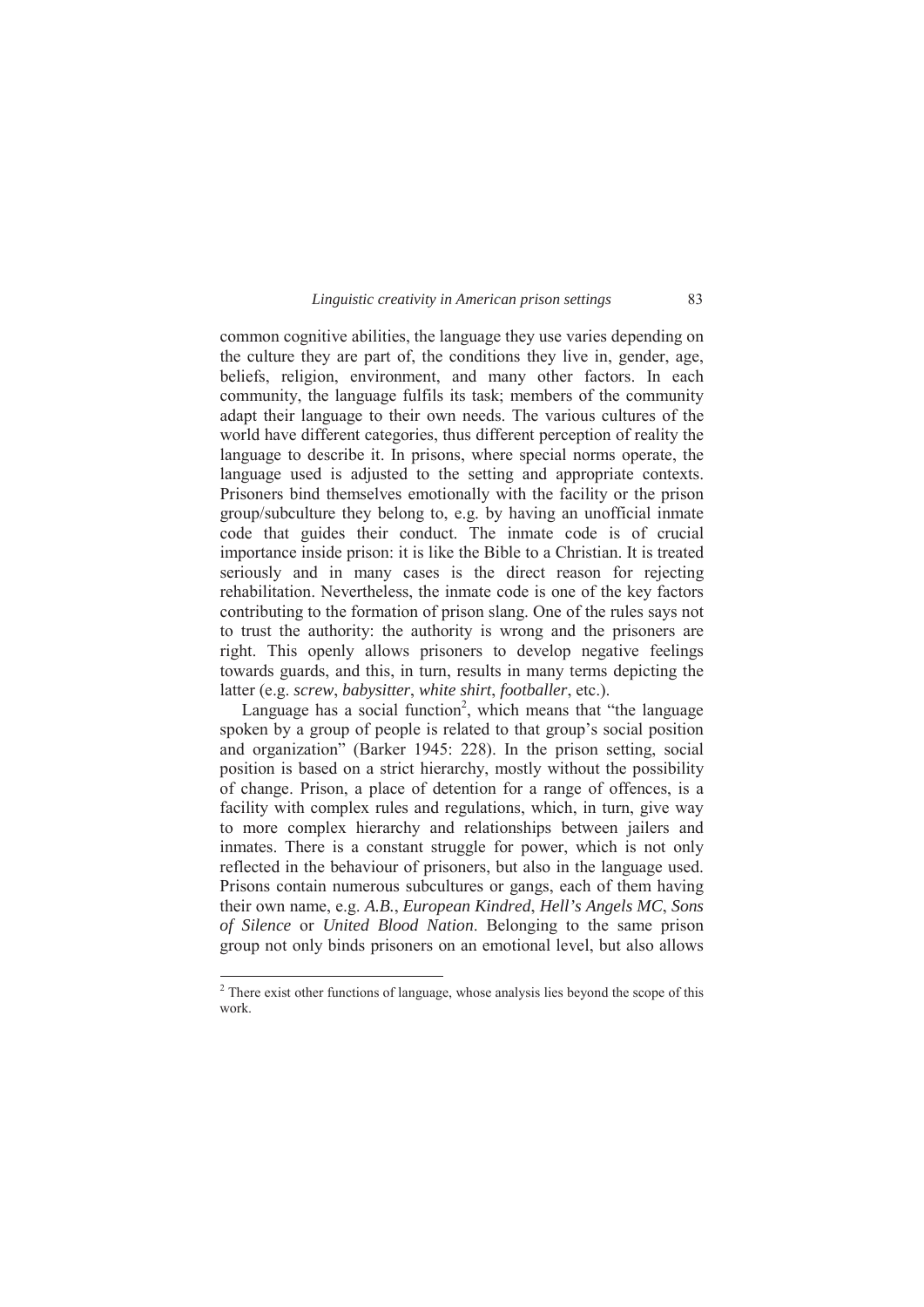common cognitive abilities, the language they use varies depending on the culture they are part of, the conditions they live in, gender, age, beliefs, religion, environment, and many other factors. In each community, the language fulfils its task; members of the community adapt their language to their own needs. The various cultures of the world have different categories, thus different perception of reality the language to describe it. In prisons, where special norms operate, the language used is adjusted to the setting and appropriate contexts. Prisoners bind themselves emotionally with the facility or the prison group/subculture they belong to, e.g. by having an unofficial inmate code that guides their conduct. The inmate code is of crucial importance inside prison: it is like the Bible to a Christian. It is treated seriously and in many cases is the direct reason for rejecting rehabilitation. Nevertheless, the inmate code is one of the key factors contributing to the formation of prison slang. One of the rules says not to trust the authority: the authority is wrong and the prisoners are right. This openly allows prisoners to develop negative feelings towards guards, and this, in turn, results in many terms depicting the latter (e.g. *screw*, *babysitter*, *white shirt*, *footballer*, etc.).

Language has a social function[2], which means that "the language spoken by a group of people is related to that group's social position and organization" (Barker 1945: 228). In the prison setting, social position is based on a strict hierarchy, mostly without the possibility of change. Prison, a place of detention for a range of offences, is a facility with complex rules and regulations, which, in turn, give way to more complex hierarchy and relationships between jailers and inmates. There is a constant struggle for power, which is not only reflected in the behaviour of prisoners, but also in the language used. Prisons contain numerous subcultures or gangs, each of them having their own name, e.g. *A.B.*, *European Kindred*, *Hell's Angels MC*, *Sons of Silence* or *United Blood Nation*. Belonging to the same prison group not only binds prisoners on an emotional level, but also allows

[2] There exist other functions of language, whose analysis lies beyond the scope of this work.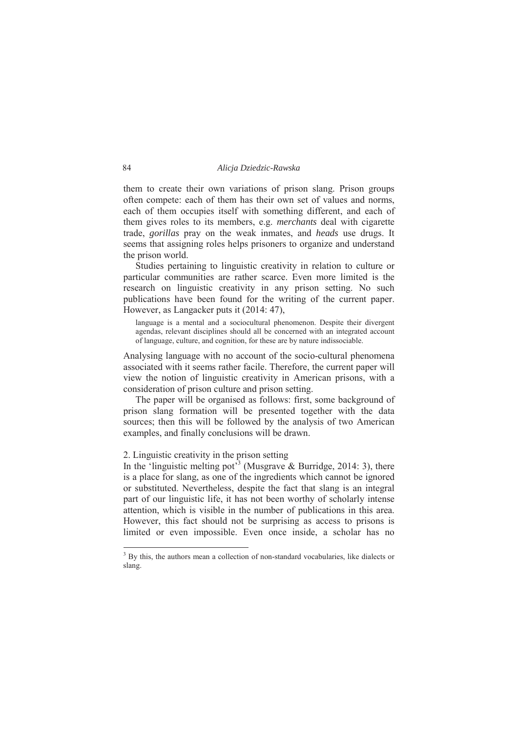them to create their own variations of prison slang. Prison groups often compete: each of them has their own set of values and norms, each of them occupies itself with something different, and each of them gives roles to its members, e.g. *merchants* deal with cigarette trade, *gorillas* pray on the weak inmates, and *heads* use drugs. It seems that assigning roles helps prisoners to organize and understand the prison world.

Studies pertaining to linguistic creativity in relation to culture or particular communities are rather scarce. Even more limited is the research on linguistic creativity in any prison setting. No such publications have been found for the writing of the current paper. However, as Langacker puts it (2014: 47),

> language is a mental and a sociocultural phenomenon. Despite their divergent agendas, relevant disciplines should all be concerned with an integrated account of language, culture, and cognition, for these are by nature indissociable.

Analysing language with no account of the socio-cultural phenomena associated with it seems rather facile. Therefore, the current paper will view the notion of linguistic creativity in American prisons, with a consideration of prison culture and prison setting.

The paper will be organised as follows: first, some background of prison slang formation will be presented together with the data sources; then this will be followed by the analysis of two American examples, and finally conclusions will be drawn.

## 2. Linguistic creativity in the prison setting

In the 'linguistic melting pot'[3] (Musgrave & Burridge, 2014: 3), there is a place for slang, as one of the ingredients which cannot be ignored or substituted. Nevertheless, despite the fact that slang is an integral part of our linguistic life, it has not been worthy of scholarly intense attention, which is visible in the number of publications in this area. However, this fact should not be surprising as access to prisons is limited or even impossible. Even once inside, a scholar has no

[3] By this, the authors mean a collection of non-standard vocabularies, like dialects or slang.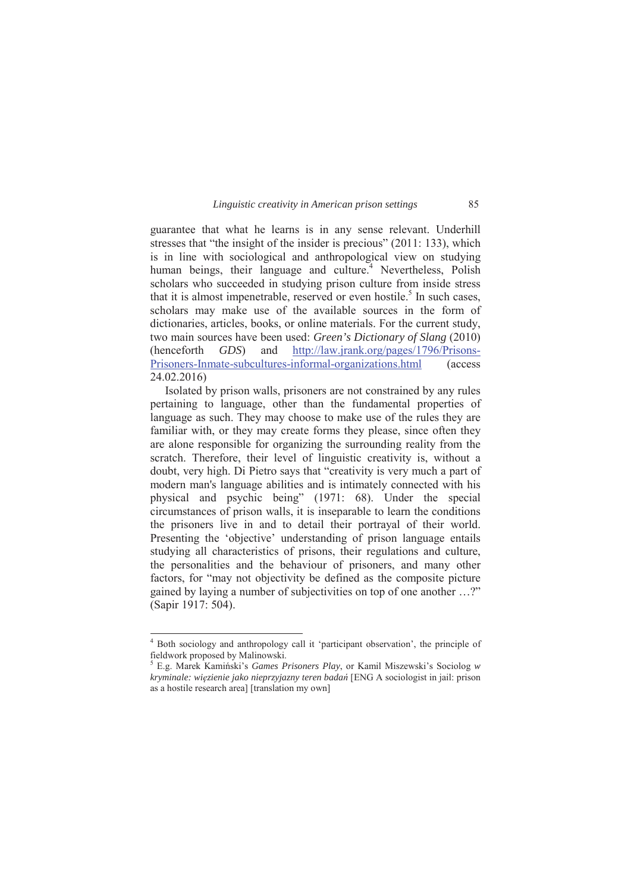guarantee that what he learns is in any sense relevant. Underhill stresses that "the insight of the insider is precious" (2011: 133), which is in line with sociological and anthropological view on studying human beings, their language and culture.[4] Nevertheless, Polish scholars who succeeded in studying prison culture from inside stress that it is almost impenetrable, reserved or even hostile.[5] In such cases, scholars may make use of the available sources in the form of dictionaries, articles, books, or online materials. For the current study, two main sources have been used: *Green's Dictionary of Slang* (2010) (henceforth *GDS*) and [http://law.jrank.org/pages/1796/Prisons-Prisoners-Inmate-subcultures-informal-organizations.html](http://law.jrank.org/pages/1796/Prisons-Prisoners-Inmate-subcultures-informal-organizations.html) (access 24.02.2016)

Isolated by prison walls, prisoners are not constrained by any rules pertaining to language, other than the fundamental properties of language as such. They may choose to make use of the rules they are familiar with, or they may create forms they please, since often they are alone responsible for organizing the surrounding reality from the scratch. Therefore, their level of linguistic creativity is, without a doubt, very high. Di Pietro says that "creativity is very much a part of modern man's language abilities and is intimately connected with his physical and psychic being" (1971: 68). Under the special circumstances of prison walls, it is inseparable to learn the conditions the prisoners live in and to detail their portrayal of their world. Presenting the 'objective' understanding of prison language entails studying all characteristics of prisons, their regulations and culture, the personalities and the behaviour of prisoners, and many other factors, for "may not objectivity be defined as the composite picture gained by laying a number of subjectivities on top of one another …?" (Sapir 1917: 504).

---

[4] Both sociology and anthropology call it 'participant observation', the principle of fieldwork proposed by Malinowski.

[5] E.g. Marek Kamiński's *Games Prisoners Play*, or Kamil Miszewski's Sociolog *w kryminale: więzienie jako nieprzyjazny teren badań* [ENG A sociologist in jail: prison as a hostile research area] [translation my own]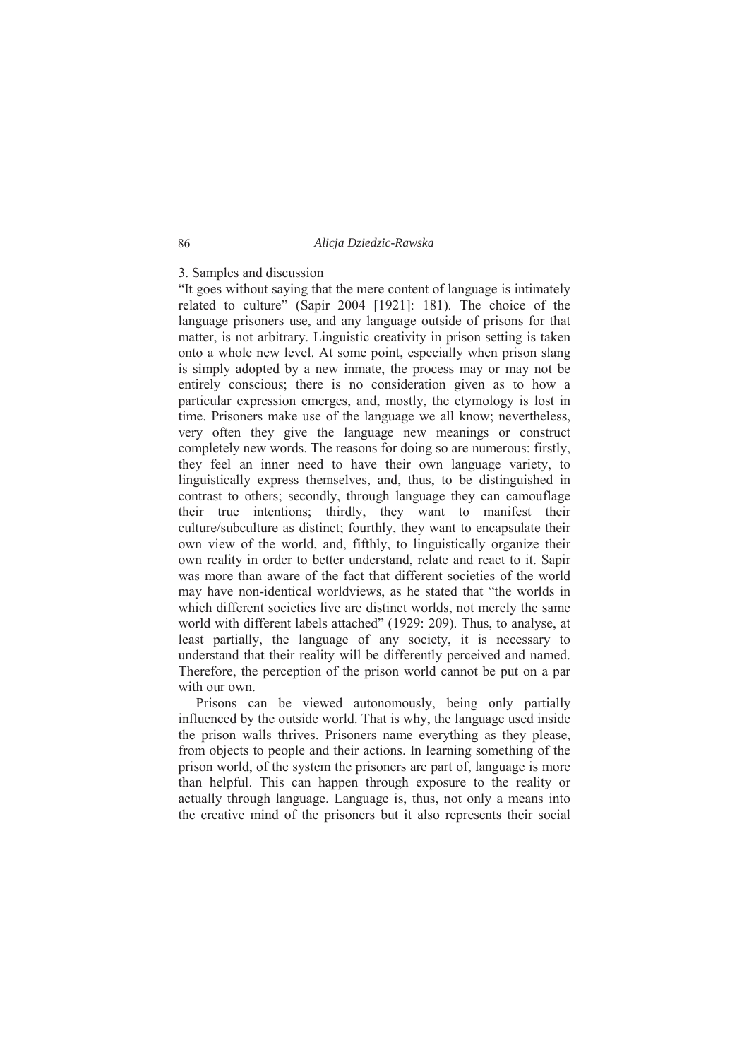## 3. Samples and discussion

"It goes without saying that the mere content of language is intimately related to culture" (Sapir 2004 [1921]: 181). The choice of the language prisoners use, and any language outside of prisons for that matter, is not arbitrary. Linguistic creativity in prison setting is taken onto a whole new level. At some point, especially when prison slang is simply adopted by a new inmate, the process may or may not be entirely conscious; there is no consideration given as to how a particular expression emerges, and, mostly, the etymology is lost in time. Prisoners make use of the language we all know; nevertheless, very often they give the language new meanings or construct completely new words. The reasons for doing so are numerous: firstly, they feel an inner need to have their own language variety, to linguistically express themselves, and, thus, to be distinguished in contrast to others; secondly, through language they can camouflage their true intentions; thirdly, they want to manifest their culture/subculture as distinct; fourthly, they want to encapsulate their own view of the world, and, fifthly, to linguistically organize their own reality in order to better understand, relate and react to it. Sapir was more than aware of the fact that different societies of the world may have non-identical worldviews, as he stated that "the worlds in which different societies live are distinct worlds, not merely the same world with different labels attached" (1929: 209). Thus, to analyse, at least partially, the language of any society, it is necessary to understand that their reality will be differently perceived and named. Therefore, the perception of the prison world cannot be put on a par with our own.

Prisons can be viewed autonomously, being only partially influenced by the outside world. That is why, the language used inside the prison walls thrives. Prisoners name everything as they please, from objects to people and their actions. In learning something of the prison world, of the system the prisoners are part of, language is more than helpful. This can happen through exposure to the reality or actually through language. Language is, thus, not only a means into the creative mind of the prisoners but it also represents their social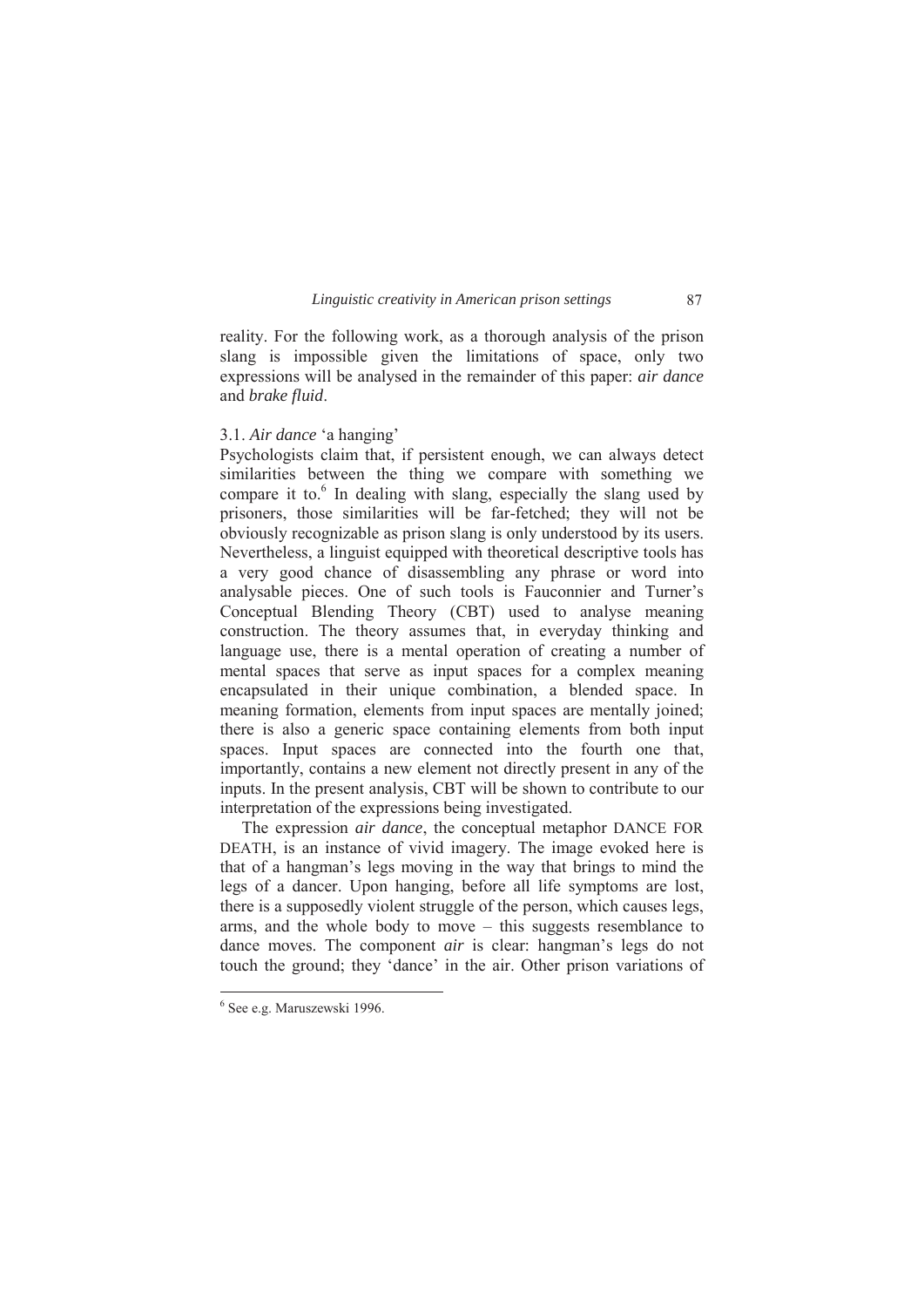reality. For the following work, as a thorough analysis of the prison slang is impossible given the limitations of space, only two expressions will be analysed in the remainder of this paper: *air dance* and *brake fluid*.

### 3.1. *Air dance* 'a hanging'

Psychologists claim that, if persistent enough, we can always detect similarities between the thing we compare with something we compare it to.[6] In dealing with slang, especially the slang used by prisoners, those similarities will be far-fetched; they will not be obviously recognizable as prison slang is only understood by its users. Nevertheless, a linguist equipped with theoretical descriptive tools has a very good chance of disassembling any phrase or word into analysable pieces. One of such tools is Fauconnier and Turner's Conceptual Blending Theory (CBT) used to analyse meaning construction. The theory assumes that, in everyday thinking and language use, there is a mental operation of creating a number of mental spaces that serve as input spaces for a complex meaning encapsulated in their unique combination, a blended space. In meaning formation, elements from input spaces are mentally joined; there is also a generic space containing elements from both input spaces. Input spaces are connected into the fourth one that, importantly, contains a new element not directly present in any of the inputs. In the present analysis, CBT will be shown to contribute to our interpretation of the expressions being investigated.

The expression *air dance*, the conceptual metaphor DANCE FOR DEATH, is an instance of vivid imagery. The image evoked here is that of a hangman's legs moving in the way that brings to mind the legs of a dancer. Upon hanging, before all life symptoms are lost, there is a supposedly violent struggle of the person, which causes legs, arms, and the whole body to move – this suggests resemblance to dance moves. The component *air* is clear: hangman's legs do not touch the ground; they 'dance' in the air. Other prison variations of

---

[6] See e.g. Maruszewski 1996.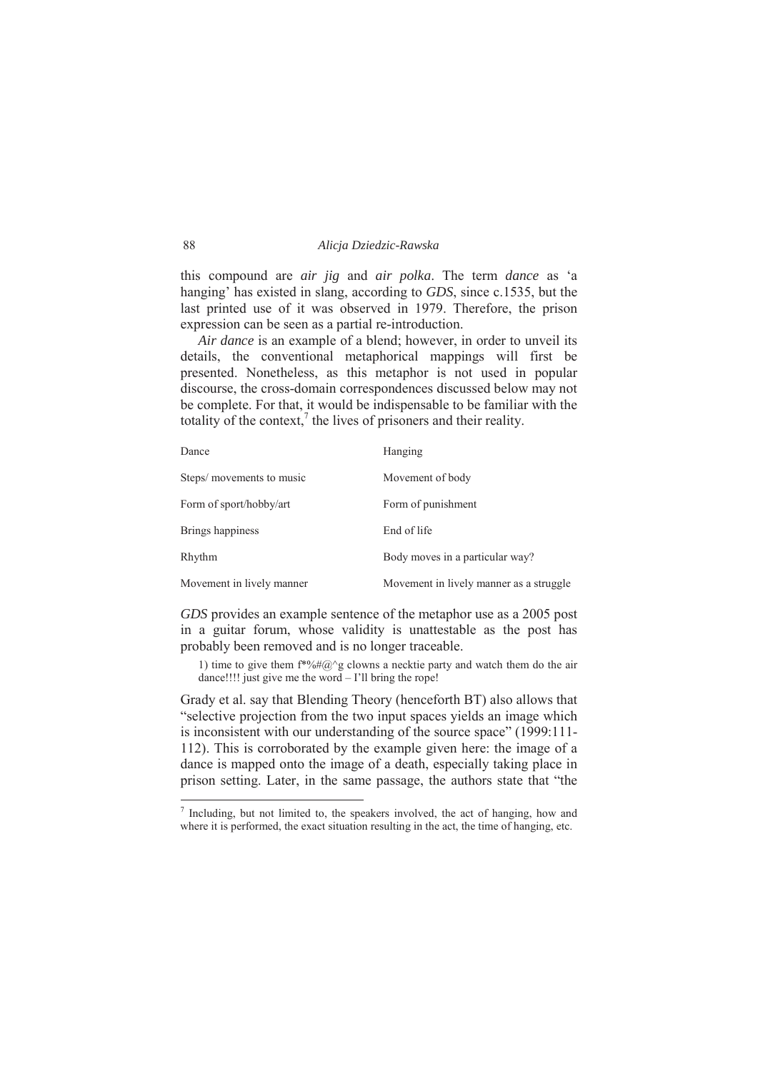this compound are *air jig* and *air polka*. The term *dance* as 'a hanging' has existed in slang, according to *GDS*, since c.1535, but the last printed use of it was observed in 1979. Therefore, the prison expression can be seen as a partial re-introduction.

*Air dance* is an example of a blend; however, in order to unveil its details, the conventional metaphorical mappings will first be presented. Nonetheless, as this metaphor is not used in popular discourse, the cross-domain correspondences discussed below may not be complete. For that, it would be indispensable to be familiar with the totality of the context,[7] the lives of prisoners and their reality.

| Dance | Hanging |
|---|---|
| Steps/ movements to music | Movement of body |
| Form of sport/hobby/art | Form of punishment |
| Brings happiness | End of life |
| Rhythm | Body moves in a particular way? |
| Movement in lively manner | Movement in lively manner as a struggle |

*GDS* provides an example sentence of the metaphor use as a 2005 post in a guitar forum, whose validity is unattestable as the post has probably been removed and is no longer traceable.

> 1) time to give them f*%#@^g clowns a necktie party and watch them do the air dance!!!! just give me the word – I'll bring the rope!

Grady et al. say that Blending Theory (henceforth BT) also allows that "selective projection from the two input spaces yields an image which is inconsistent with our understanding of the source space" (1999:111-112). This is corroborated by the example given here: the image of a dance is mapped onto the image of a death, especially taking place in prison setting. Later, in the same passage, the authors state that "the

---

[7] Including, but not limited to, the speakers involved, the act of hanging, how and where it is performed, the exact situation resulting in the act, the time of hanging, etc.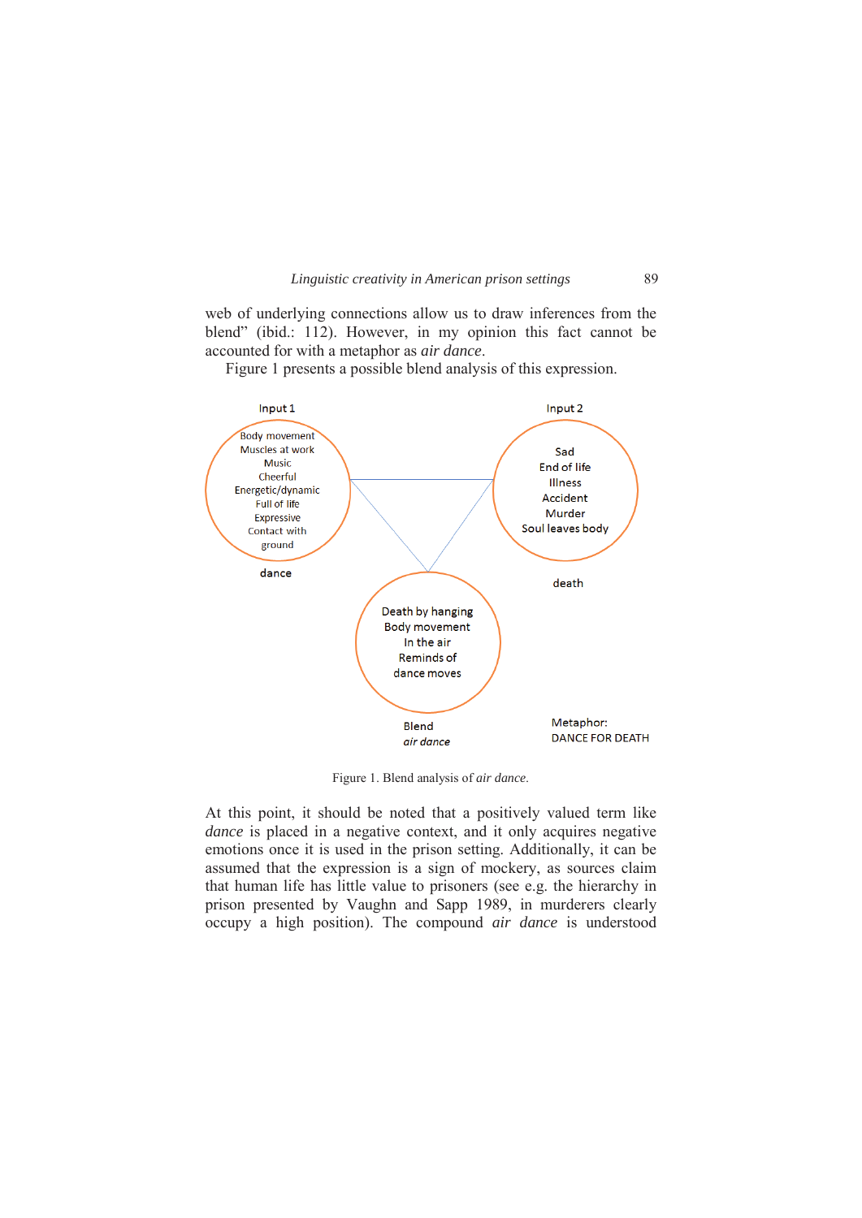web of underlying connections allow us to draw inferences from the blend" (ibid.: 112). However, in my opinion this fact cannot be accounted for with a metaphor as *air dance*.

Figure 1 presents a possible blend analysis of this expression.

Input 1

Body movement
Muscles at work
Music
Cheerful
Energetic/dynamic
Full of life
Expressive
Contact with ground

dance

Input 2

Sad
End of life
Illness
Accident
Murder
Soul leaves body

death

Death by hanging
Body movement
In the air
Reminds of dance moves

Blend
*air dance*

Metaphor:
DANCE FOR DEATH

Figure 1. Blend analysis of *air dance*.

At this point, it should be noted that a positively valued term like *dance* is placed in a negative context, and it only acquires negative emotions once it is used in the prison setting. Additionally, it can be assumed that the expression is a sign of mockery, as sources claim that human life has little value to prisoners (see e.g. the hierarchy in prison presented by Vaughn and Sapp 1989, in murderers clearly occupy a high position). The compound *air dance* is understood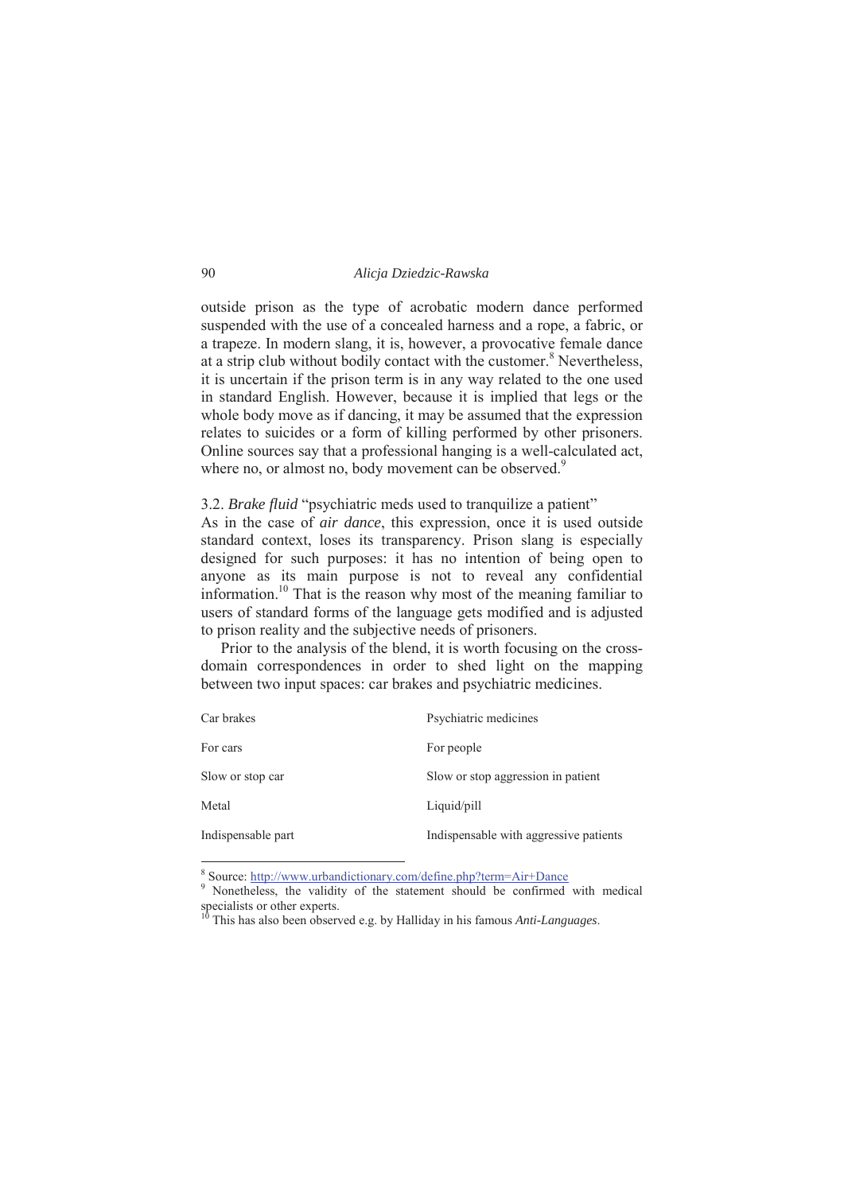outside prison as the type of acrobatic modern dance performed suspended with the use of a concealed harness and a rope, a fabric, or a trapeze. In modern slang, it is, however, a provocative female dance at a strip club without bodily contact with the customer.[8] Nevertheless, it is uncertain if the prison term is in any way related to the one used in standard English. However, because it is implied that legs or the whole body move as if dancing, it may be assumed that the expression relates to suicides or a form of killing performed by other prisoners. Online sources say that a professional hanging is a well-calculated act, where no, or almost no, body movement can be observed.[9]

### 3.2. *Brake fluid* "psychiatric meds used to tranquilize a patient"

As in the case of *air dance*, this expression, once it is used outside standard context, loses its transparency. Prison slang is especially designed for such purposes: it has no intention of being open to anyone as its main purpose is not to reveal any confidential information.[10] That is the reason why most of the meaning familiar to users of standard forms of the language gets modified and is adjusted to prison reality and the subjective needs of prisoners.

Prior to the analysis of the blend, it is worth focusing on the cross-domain correspondences in order to shed light on the mapping between two input spaces: car brakes and psychiatric medicines.

| Car brakes | Psychiatric medicines |
|---|---|
| For cars | For people |
| Slow or stop car | Slow or stop aggression in patient |
| Metal | Liquid/pill |
| Indispensable part | Indispensable with aggressive patients |

---

[8] Source: http://www.urbandictionary.com/define.php?term=Air+Dance

[9] Nonetheless, the validity of the statement should be confirmed with medical specialists or other experts.

[10] This has also been observed e.g. by Halliday in his famous *Anti-Languages*.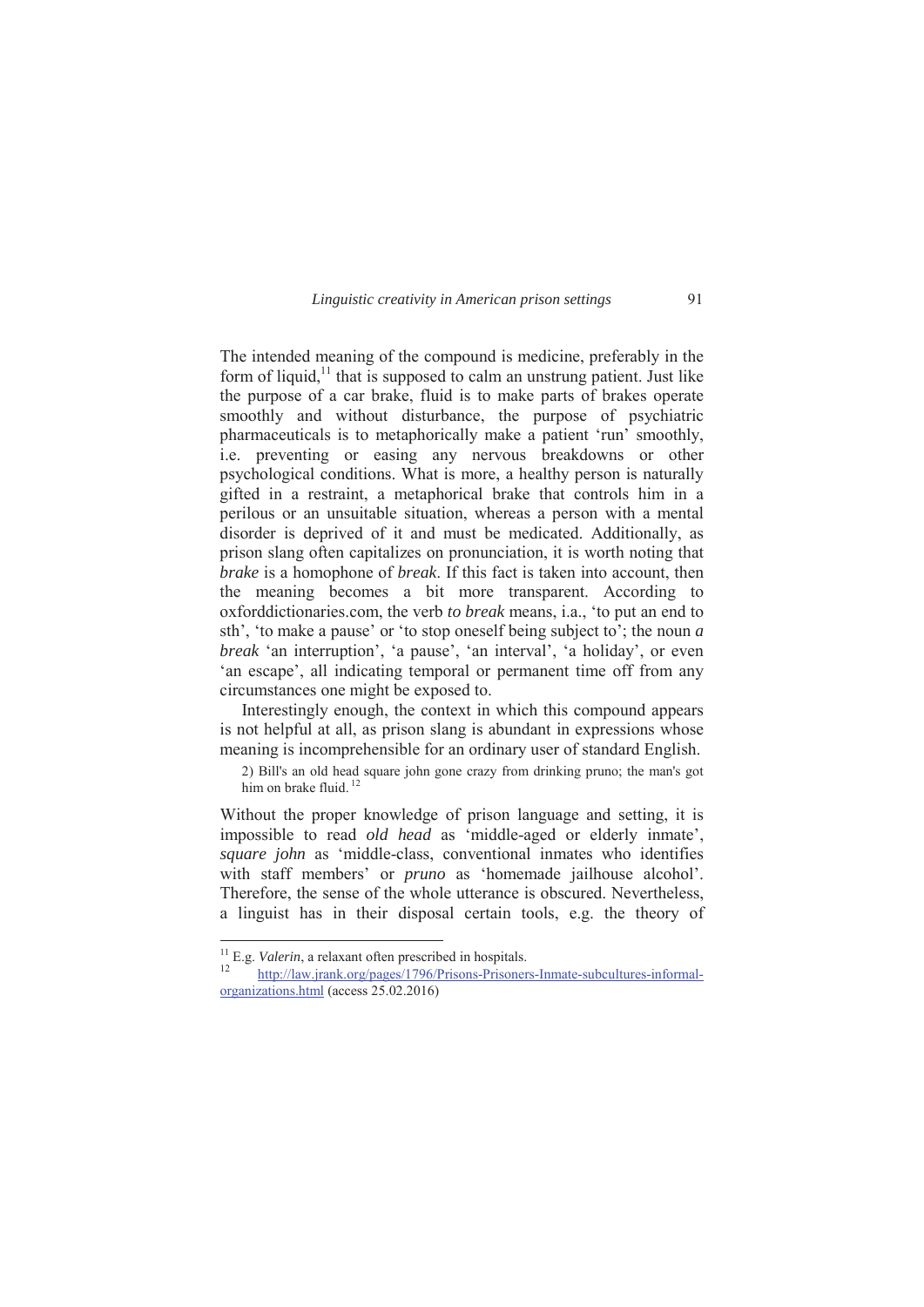The intended meaning of the compound is medicine, preferably in the form of liquid,[11] that is supposed to calm an unstrung patient. Just like the purpose of a car brake, fluid is to make parts of brakes operate smoothly and without disturbance, the purpose of psychiatric pharmaceuticals is to metaphorically make a patient 'run' smoothly, i.e. preventing or easing any nervous breakdowns or other psychological conditions. What is more, a healthy person is naturally gifted in a restraint, a metaphorical brake that controls him in a perilous or an unsuitable situation, whereas a person with a mental disorder is deprived of it and must be medicated. Additionally, as prison slang often capitalizes on pronunciation, it is worth noting that *brake* is a homophone of *break*. If this fact is taken into account, then the meaning becomes a bit more transparent. According to oxforddictionaries.com, the verb *to break* means, i.a., 'to put an end to sth', 'to make a pause' or 'to stop oneself being subject to'; the noun *a break* 'an interruption', 'a pause', 'an interval', 'a holiday', or even 'an escape', all indicating temporal or permanent time off from any circumstances one might be exposed to.

Interestingly enough, the context in which this compound appears is not helpful at all, as prison slang is abundant in expressions whose meaning is incomprehensible for an ordinary user of standard English.

> 2) Bill's an old head square john gone crazy from drinking pruno; the man's got him on brake fluid.[12]

Without the proper knowledge of prison language and setting, it is impossible to read *old head* as 'middle-aged or elderly inmate', *square john* as 'middle-class, conventional inmates who identifies with staff members' or *pruno* as 'homemade jailhouse alcohol'. Therefore, the sense of the whole utterance is obscured. Nevertheless, a linguist has in their disposal certain tools, e.g. the theory of

---

[11] E.g. *Valerin*, a relaxant often prescribed in hospitals.

[12] http://law.jrank.org/pages/1796/Prisons-Prisoners-Inmate-subcultures-informal-organizations.html (access 25.02.2016)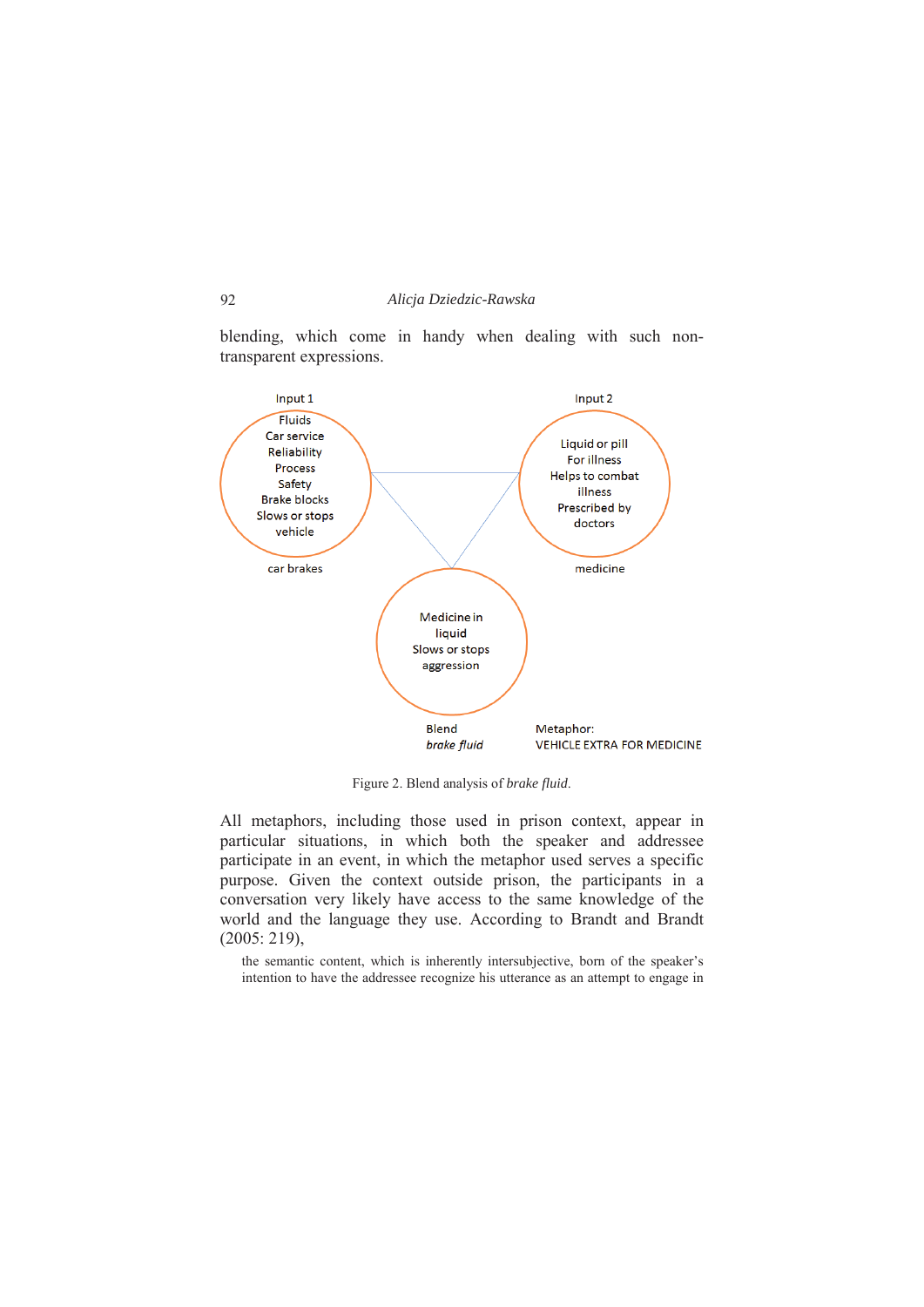blending, which come in handy when dealing with such non-transparent expressions.

Input 1

Fluids
Car service
Reliability
Process
Safety
Brake blocks
Slows or stops vehicle

car brakes

Input 2

Liquid or pill
For illness
Helps to combat illness
Prescribed by doctors

medicine

Medicine in liquid
Slows or stops aggression

Blend
*brake fluid*

Metaphor:
VEHICLE EXTRA FOR MEDICINE

Figure 2. Blend analysis of *brake fluid*.

All metaphors, including those used in prison context, appear in particular situations, in which both the speaker and addressee participate in an event, in which the metaphor used serves a specific purpose. Given the context outside prison, the participants in a conversation very likely have access to the same knowledge of the world and the language they use. According to Brandt and Brandt (2005: 219),

> the semantic content, which is inherently intersubjective, born of the speaker's intention to have the addressee recognize his utterance as an attempt to engage in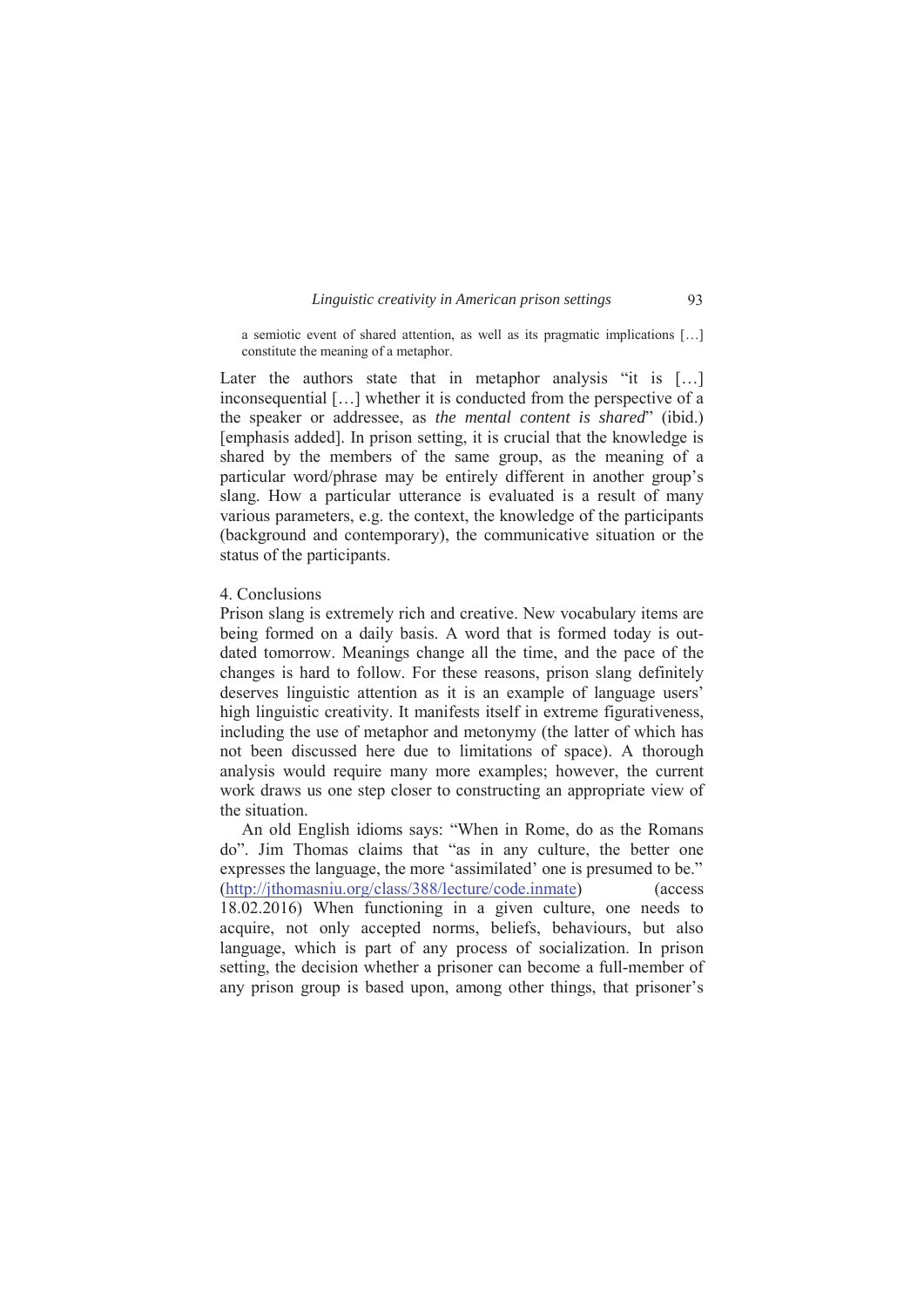> a semiotic event of shared attention, as well as its pragmatic implications […] constitute the meaning of a metaphor.

Later the authors state that in metaphor analysis "it is […] inconsequential […] whether it is conducted from the perspective of a the speaker or addressee, as *the mental content is shared*" (ibid.) [emphasis added]. In prison setting, it is crucial that the knowledge is shared by the members of the same group, as the meaning of a particular word/phrase may be entirely different in another group's slang. How a particular utterance is evaluated is a result of many various parameters, e.g. the context, the knowledge of the participants (background and contemporary), the communicative situation or the status of the participants.

## 4. Conclusions

Prison slang is extremely rich and creative. New vocabulary items are being formed on a daily basis. A word that is formed today is outdated tomorrow. Meanings change all the time, and the pace of the changes is hard to follow. For these reasons, prison slang definitely deserves linguistic attention as it is an example of language users' high linguistic creativity. It manifests itself in extreme figurativeness, including the use of metaphor and metonymy (the latter of which has not been discussed here due to limitations of space). A thorough analysis would require many more examples; however, the current work draws us one step closer to constructing an appropriate view of the situation.

An old English idioms says: "When in Rome, do as the Romans do". Jim Thomas claims that "as in any culture, the better one expresses the language, the more 'assimilated' one is presumed to be." (http://jthomasniu.org/class/388/lecture/code.inmate) (access 18.02.2016) When functioning in a given culture, one needs to acquire, not only accepted norms, beliefs, behaviours, but also language, which is part of any process of socialization. In prison setting, the decision whether a prisoner can become a full-member of any prison group is based upon, among other things, that prisoner's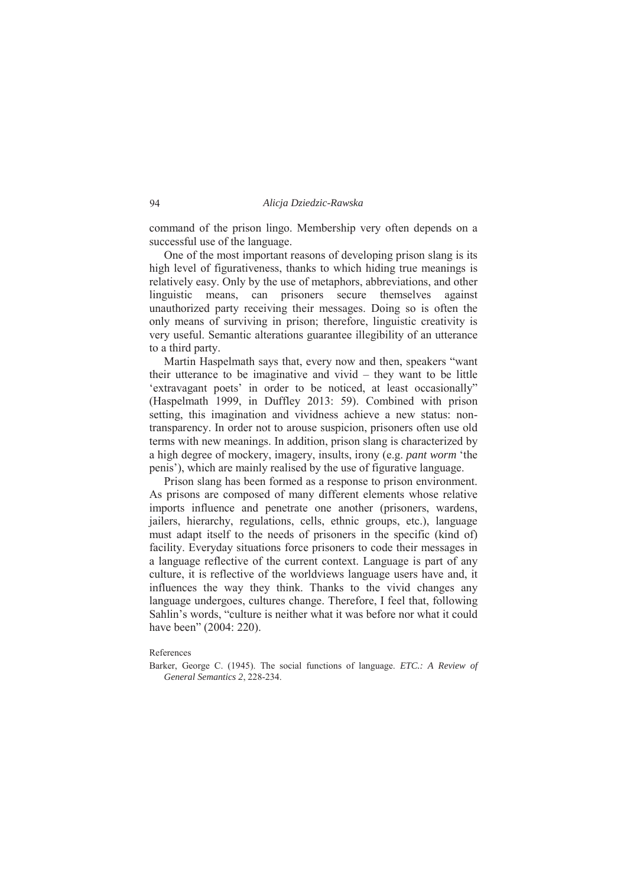command of the prison lingo. Membership very often depends on a successful use of the language.

One of the most important reasons of developing prison slang is its high level of figurativeness, thanks to which hiding true meanings is relatively easy. Only by the use of metaphors, abbreviations, and other linguistic means, can prisoners secure themselves against unauthorized party receiving their messages. Doing so is often the only means of surviving in prison; therefore, linguistic creativity is very useful. Semantic alterations guarantee illegibility of an utterance to a third party.

Martin Haspelmath says that, every now and then, speakers "want their utterance to be imaginative and vivid – they want to be little 'extravagant poets' in order to be noticed, at least occasionally" (Haspelmath 1999, in Duffley 2013: 59). Combined with prison setting, this imagination and vividness achieve a new status: non-transparency. In order not to arouse suspicion, prisoners often use old terms with new meanings. In addition, prison slang is characterized by a high degree of mockery, imagery, insults, irony (e.g. *pant worm* 'the penis'), which are mainly realised by the use of figurative language.

Prison slang has been formed as a response to prison environment. As prisons are composed of many different elements whose relative imports influence and penetrate one another (prisoners, wardens, jailers, hierarchy, regulations, cells, ethnic groups, etc.), language must adapt itself to the needs of prisoners in the specific (kind of) facility. Everyday situations force prisoners to code their messages in a language reflective of the current context. Language is part of any culture, it is reflective of the worldviews language users have and, it influences the way they think. Thanks to the vivid changes any language undergoes, cultures change. Therefore, I feel that, following Sahlin's words, "culture is neither what it was before nor what it could have been" (2004: 220).

References

Barker, George C. (1945). The social functions of language. *ETC.: A Review of General Semantics 2*, 228-234.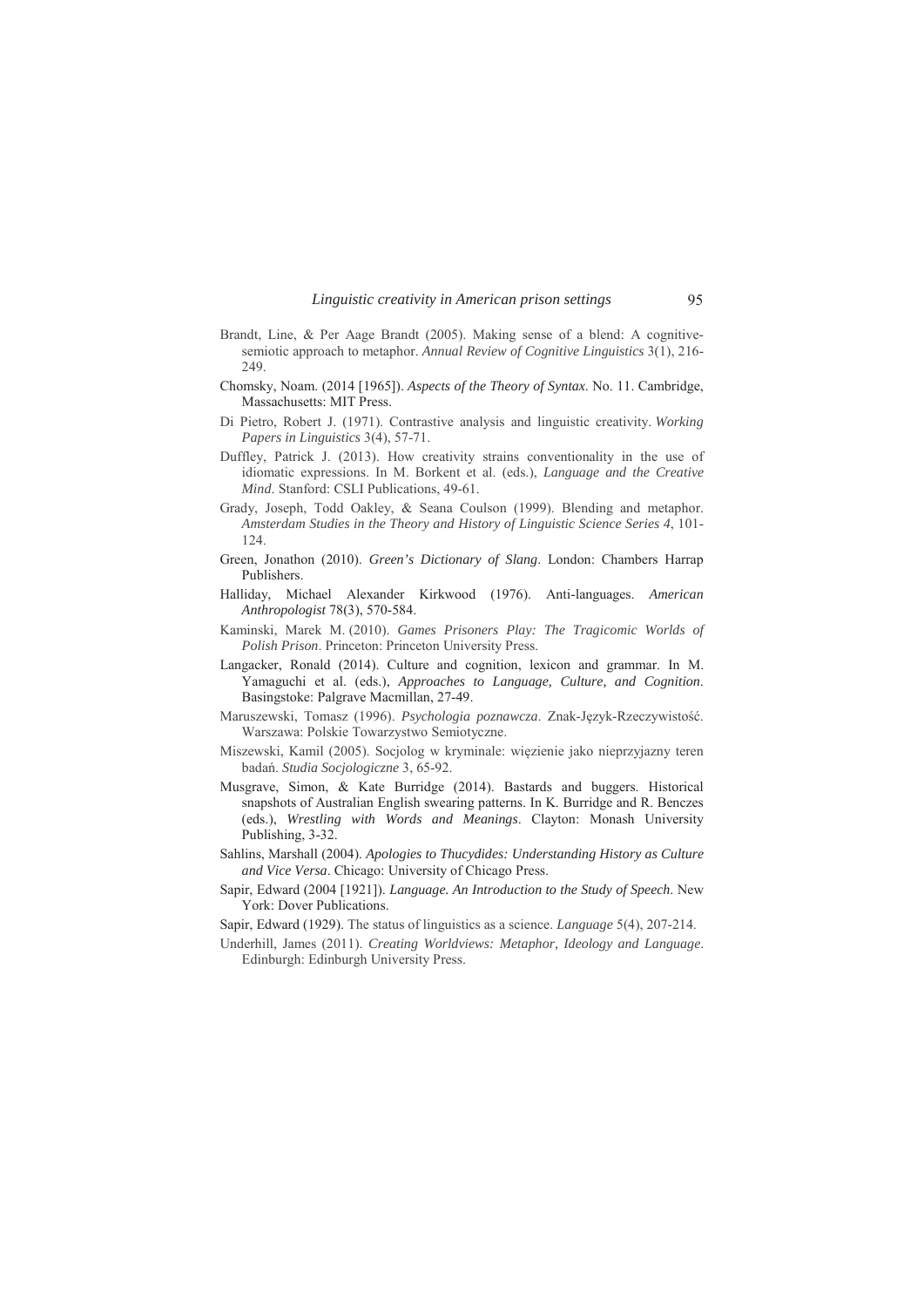Brandt, Line, & Per Aage Brandt (2005). Making sense of a blend: A cognitive-semiotic approach to metaphor. *Annual Review of Cognitive Linguistics* 3(1), 216-249.

Chomsky, Noam. (2014 [1965]). *Aspects of the Theory of Syntax*. No. 11. Cambridge, Massachusetts: MIT Press.

Di Pietro, Robert J. (1971). Contrastive analysis and linguistic creativity. *Working Papers in Linguistics* 3(4), 57-71.

Duffley, Patrick J. (2013). How creativity strains conventionality in the use of idiomatic expressions. In M. Borkent et al. (eds.), *Language and the Creative Mind*. Stanford: CSLI Publications, 49-61.

Grady, Joseph, Todd Oakley, & Seana Coulson (1999). Blending and metaphor. *Amsterdam Studies in the Theory and History of Linguistic Science Series 4*, 101-124.

Green, Jonathon (2010). *Green's Dictionary of Slang*. London: Chambers Harrap Publishers.

Halliday, Michael Alexander Kirkwood (1976). Anti-languages. *American Anthropologist* 78(3), 570-584.

Kaminski, Marek M. (2010). *Games Prisoners Play: The Tragicomic Worlds of Polish Prison*. Princeton: Princeton University Press.

Langacker, Ronald (2014). Culture and cognition, lexicon and grammar. In M. Yamaguchi et al. (eds.), *Approaches to Language, Culture, and Cognition*. Basingstoke: Palgrave Macmillan, 27-49.

Maruszewski, Tomasz (1996). *Psychologia poznawcza*. Znak-Język-Rzeczywistość. Warszawa: Polskie Towarzystwo Semiotyczne.

Miszewski, Kamil (2005). Socjolog w kryminale: więzienie jako nieprzyjazny teren badań. *Studia Socjologiczne* 3, 65-92.

Musgrave, Simon, & Kate Burridge (2014). Bastards and buggers. Historical snapshots of Australian English swearing patterns. In K. Burridge and R. Benczes (eds.), *Wrestling with Words and Meanings*. Clayton: Monash University Publishing, 3-32.

Sahlins, Marshall (2004). *Apologies to Thucydides: Understanding History as Culture and Vice Versa*. Chicago: University of Chicago Press.

Sapir, Edward (2004 [1921]). *Language. An Introduction to the Study of Speech*. New York: Dover Publications.

Sapir, Edward (1929). The status of linguistics as a science. *Language* 5(4), 207-214.

Underhill, James (2011). *Creating Worldviews: Metaphor, Ideology and Language*. Edinburgh: Edinburgh University Press.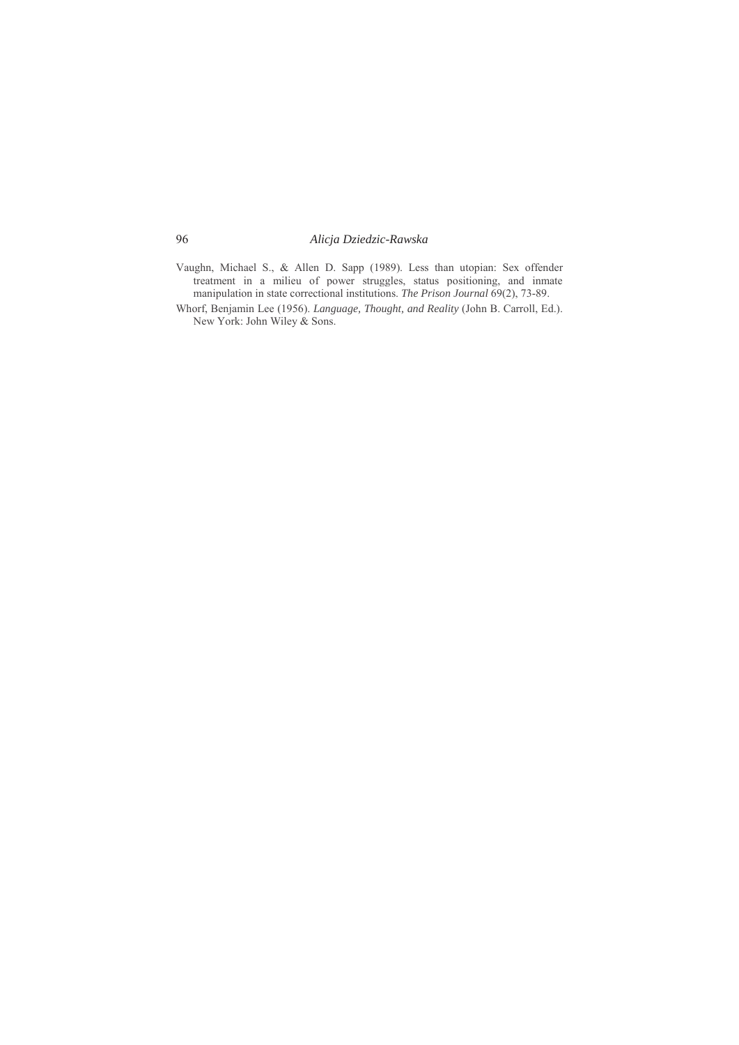Vaughn, Michael S., & Allen D. Sapp (1989). Less than utopian: Sex offender treatment in a milieu of power struggles, status positioning, and inmate manipulation in state correctional institutions. *The Prison Journal* 69(2), 73-89.

Whorf, Benjamin Lee (1956). *Language, Thought, and Reality* (John B. Carroll, Ed.). New York: John Wiley & Sons.